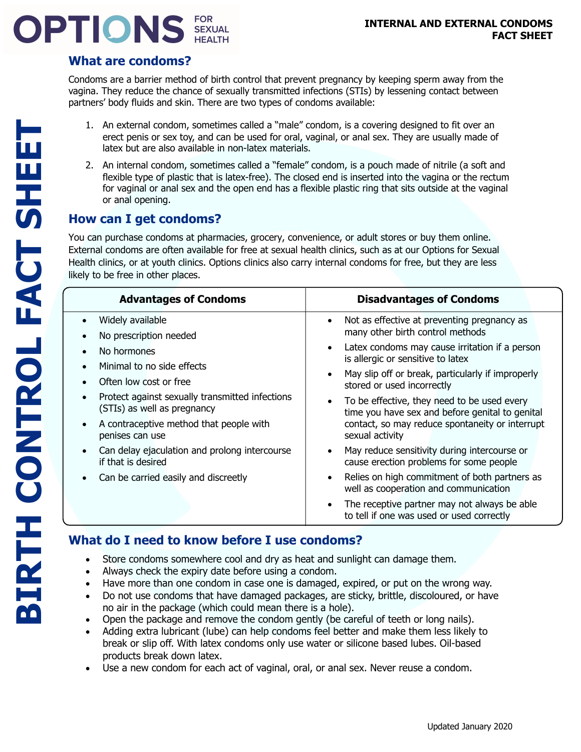# INTERNAL AND EXTERNAL CONDOMS FACT SHEET

OPTIONS FOR SEXUAL HEALTH

BIRTH CONTROL FACT SHEET

## What are condoms?

Condoms are a barrier method of birth control that prevent pregnancy by keeping sperm away from the vagina. They reduce the chance of sexually transmitted infections (STIs) by lessening contact between partners' body fluids and skin. There are two types of condoms available:

1. An external condom, sometimes called a "male" condom, is a covering designed to fit over an erect penis or sex toy, and can be used for oral, vaginal, or anal sex. They are usually made of latex but are also available in non-latex materials.
2. An internal condom, sometimes called a "female" condom, is a pouch made of nitrile (a soft and flexible type of plastic that is latex-free). The closed end is inserted into the vagina or the rectum for vaginal or anal sex and the open end has a flexible plastic ring that sits outside at the vaginal or anal opening.

## How can I get condoms?

You can purchase condoms at pharmacies, grocery, convenience, or adult stores or buy them online. External condoms are often available for free at sexual health clinics, such as at our Options for Sexual Health clinics, or at youth clinics. Options clinics also carry internal condoms for free, but they are less likely to be free in other places.

| Advantages of Condoms | Disadvantages of Condoms |
|---|---|
| • Widely available<br>• No prescription needed<br>• No hormones<br>• Minimal to no side effects<br>• Often low cost or free<br>• Protect against sexually transmitted infections (STIs) as well as pregnancy<br>• A contraceptive method that people with penises can use<br>• Can delay ejaculation and prolong intercourse if that is desired<br>• Can be carried easily and discreetly | • Not as effective at preventing pregnancy as many other birth control methods<br>• Latex condoms may cause irritation if a person is allergic or sensitive to latex<br>• May slip off or break, particularly if improperly stored or used incorrectly<br>• To be effective, they need to be used every time you have sex and before genital to genital contact, so may reduce spontaneity or interrupt sexual activity<br>• May reduce sensitivity during intercourse or cause erection problems for some people<br>• Relies on high commitment of both partners as well as cooperation and communication<br>• The receptive partner may not always be able to tell if one was used or used correctly |

## What do I need to know before I use condoms?

- Store condoms somewhere cool and dry as heat and sunlight can damage them.
- Always check the expiry date before using a condom.
- Have more than one condom in case one is damaged, expired, or put on the wrong way.
- Do not use condoms that have damaged packages, are sticky, brittle, discoloured, or have no air in the package (which could mean there is a hole).
- Open the package and remove the condom gently (be careful of teeth or long nails).
- Adding extra lubricant (lube) can help condoms feel better and make them less likely to break or slip off. With latex condoms only use water or silicone based lubes. Oil-based products break down latex.
- Use a new condom for each act of vaginal, oral, or anal sex. Never reuse a condom.

Updated January 2020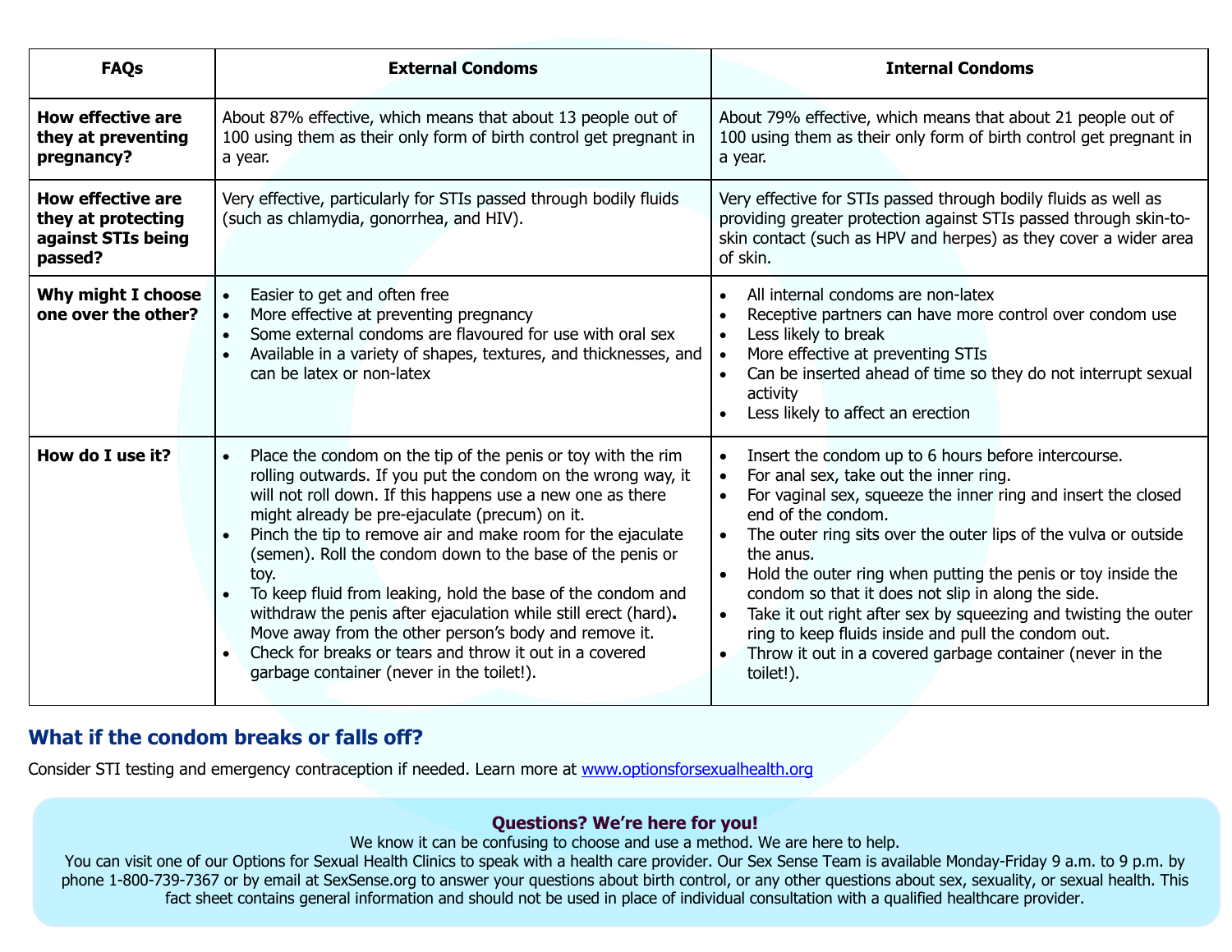| FAQs | External Condoms | Internal Condoms |
|---|---|---|
| **How effective are they at preventing pregnancy?** | About 87% effective, which means that about 13 people out of 100 using them as their only form of birth control get pregnant in a year. | About 79% effective, which means that about 21 people out of 100 using them as their only form of birth control get pregnant in a year. |
| **How effective are they at protecting against STIs being passed?** | Very effective, particularly for STIs passed through bodily fluids (such as chlamydia, gonorrhea, and HIV). | Very effective for STIs passed through bodily fluids as well as providing greater protection against STIs passed through skin-to-skin contact (such as HPV and herpes) as they cover a wider area of skin. |
| **Why might I choose one over the other?** | • Easier to get and often free<br>• More effective at preventing pregnancy<br>• Some external condoms are flavoured for use with oral sex<br>• Available in a variety of shapes, textures, and thicknesses, and can be latex or non-latex | • All internal condoms are non-latex<br>• Receptive partners can have more control over condom use<br>• Less likely to break<br>• More effective at preventing STIs<br>• Can be inserted ahead of time so they do not interrupt sexual activity<br>• Less likely to affect an erection |
| **How do I use it?** | • Place the condom on the tip of the penis or toy with the rim rolling outwards. If you put the condom on the wrong way, it will not roll down. If this happens use a new one as there might already be pre-ejaculate (precum) on it.<br>• Pinch the tip to remove air and make room for the ejaculate (semen). Roll the condom down to the base of the penis or toy.<br>• To keep fluid from leaking, hold the base of the condom and withdraw the penis after ejaculation while still erect (hard)**.** Move away from the other person's body and remove it.<br>• Check for breaks or tears and throw it out in a covered garbage container (never in the toilet!). | • Insert the condom up to 6 hours before intercourse.<br>• For anal sex, take out the inner ring.<br>• For vaginal sex, squeeze the inner ring and insert the closed end of the condom.<br>• The outer ring sits over the outer lips of the vulva or outside the anus.<br>• Hold the outer ring when putting the penis or toy inside the condom so that it does not slip in along the side.<br>• Take it out right after sex by squeezing and twisting the outer ring to keep fluids inside and pull the condom out.<br>• Throw it out in a covered garbage container (never in the toilet!). |

## What if the condom breaks or falls off?

Consider STI testing and emergency contraception if needed. Learn more at www.optionsforsexualhealth.org

**Questions? We're here for you!**

We know it can be confusing to choose and use a method. We are here to help.

You can visit one of our Options for Sexual Health Clinics to speak with a health care provider. Our Sex Sense Team is available Monday-Friday 9 a.m. to 9 p.m. by phone 1-800-739-7367 or by email at SexSense.org to answer your questions about birth control, or any other questions about sex, sexuality, or sexual health. This fact sheet contains general information and should not be used in place of individual consultation with a qualified healthcare provider.